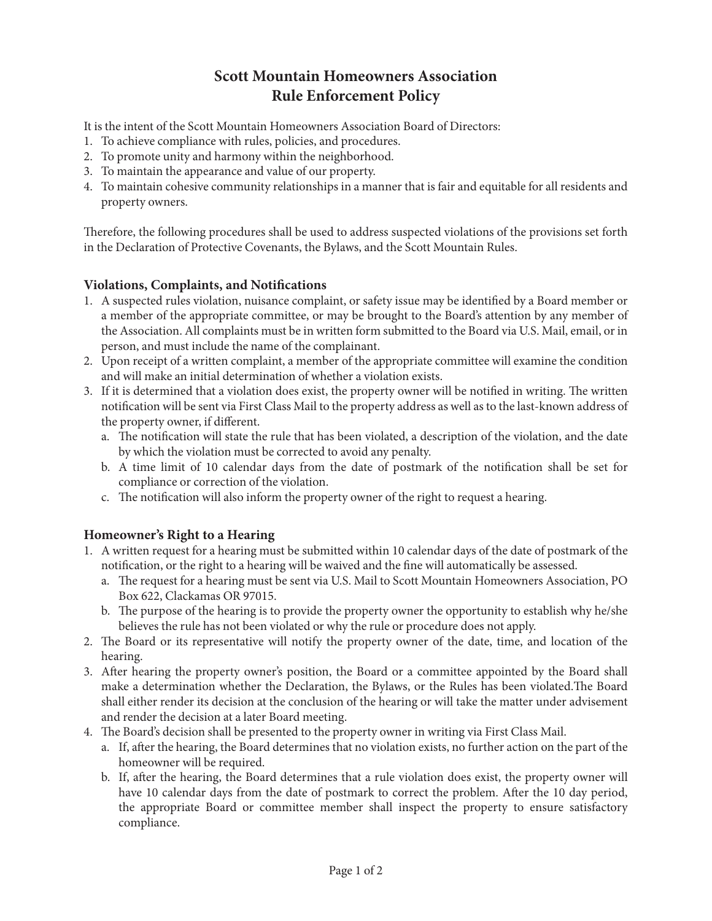# Scott Mountain Homeowners Association
# Rule Enforcement Policy

It is the intent of the Scott Mountain Homeowners Association Board of Directors:

1. To achieve compliance with rules, policies, and procedures.
2. To promote unity and harmony within the neighborhood.
3. To maintain the appearance and value of our property.
4. To maintain cohesive community relationships in a manner that is fair and equitable for all residents and property owners.

Therefore, the following procedures shall be used to address suspected violations of the provisions set forth in the Declaration of Protective Covenants, the Bylaws, and the Scott Mountain Rules.

### Violations, Complaints, and Notifications

1. A suspected rules violation, nuisance complaint, or safety issue may be identified by a Board member or a member of the appropriate committee, or may be brought to the Board's attention by any member of the Association. All complaints must be in written form submitted to the Board via U.S. Mail, email, or in person, and must include the name of the complainant.
2. Upon receipt of a written complaint, a member of the appropriate committee will examine the condition and will make an initial determination of whether a violation exists.
3. If it is determined that a violation does exist, the property owner will be notified in writing. The written notification will be sent via First Class Mail to the property address as well as to the last-known address of the property owner, if different.
   a. The notification will state the rule that has been violated, a description of the violation, and the date by which the violation must be corrected to avoid any penalty.
   b. A time limit of 10 calendar days from the date of postmark of the notification shall be set for compliance or correction of the violation.
   c. The notification will also inform the property owner of the right to request a hearing.

### Homeowner's Right to a Hearing

1. A written request for a hearing must be submitted within 10 calendar days of the date of postmark of the notification, or the right to a hearing will be waived and the fine will automatically be assessed.
   a. The request for a hearing must be sent via U.S. Mail to Scott Mountain Homeowners Association, PO Box 622, Clackamas OR 97015.
   b. The purpose of the hearing is to provide the property owner the opportunity to establish why he/she believes the rule has not been violated or why the rule or procedure does not apply.
2. The Board or its representative will notify the property owner of the date, time, and location of the hearing.
3. After hearing the property owner's position, the Board or a committee appointed by the Board shall make a determination whether the Declaration, the Bylaws, or the Rules has been violated.The Board shall either render its decision at the conclusion of the hearing or will take the matter under advisement and render the decision at a later Board meeting.
4. The Board's decision shall be presented to the property owner in writing via First Class Mail.
   a. If, after the hearing, the Board determines that no violation exists, no further action on the part of the homeowner will be required.
   b. If, after the hearing, the Board determines that a rule violation does exist, the property owner will have 10 calendar days from the date of postmark to correct the problem. After the 10 day period, the appropriate Board or committee member shall inspect the property to ensure satisfactory compliance.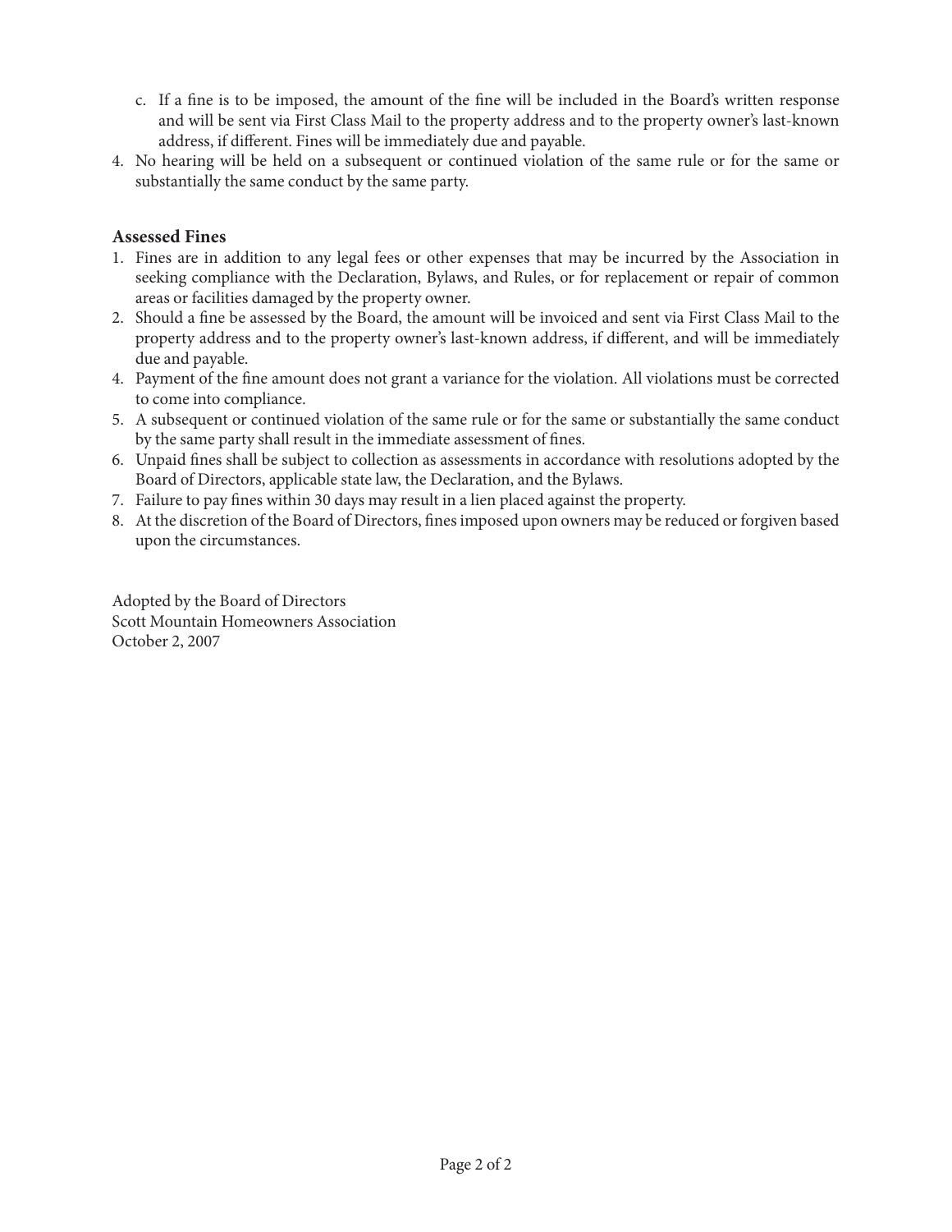c. If a fine is to be imposed, the amount of the fine will be included in the Board's written response and will be sent via First Class Mail to the property address and to the property owner's last-known address, if different. Fines will be immediately due and payable.

4. No hearing will be held on a subsequent or continued violation of the same rule or for the same or substantially the same conduct by the same party.

### Assessed Fines

1. Fines are in addition to any legal fees or other expenses that may be incurred by the Association in seeking compliance with the Declaration, Bylaws, and Rules, or for replacement or repair of common areas or facilities damaged by the property owner.
2. Should a fine be assessed by the Board, the amount will be invoiced and sent via First Class Mail to the property address and to the property owner's last-known address, if different, and will be immediately due and payable.
4. Payment of the fine amount does not grant a variance for the violation. All violations must be corrected to come into compliance.
5. A subsequent or continued violation of the same rule or for the same or substantially the same conduct by the same party shall result in the immediate assessment of fines.
6. Unpaid fines shall be subject to collection as assessments in accordance with resolutions adopted by the Board of Directors, applicable state law, the Declaration, and the Bylaws.
7. Failure to pay fines within 30 days may result in a lien placed against the property.
8. At the discretion of the Board of Directors, fines imposed upon owners may be reduced or forgiven based upon the circumstances.

Adopted by the Board of Directors
Scott Mountain Homeowners Association
October 2, 2007